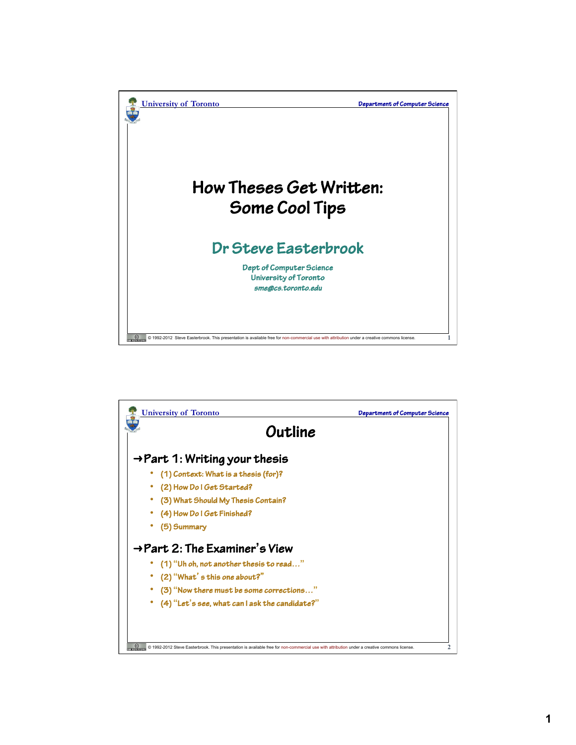# How Theses Get Written: Some Cool Tips

## Dr Steve Easterbrook

Dept of Computer Science
University of Toronto
*sme@cs.toronto.edu*

© 1992-2012 Steve Easterbrook. This presentation is available free for non-commercial use with attribution under a creative commons license.

# Outline

## ➜Part 1: Writing your thesis

- (1) Context: What is a thesis (for)?
- (2) How Do I Get Started?
- (3) What Should My Thesis Contain?
- (4) How Do I Get Finished?
- (5) Summary

## ➜Part 2: The Examiner's View

- (1) "Uh oh, not another thesis to read…"
- (2) "What's this one about?"
- (3) "Now there must be some corrections…"
- (4) "Let's see, what can I ask the candidate?"

© 1992-2012 Steve Easterbrook. This presentation is available free for non-commercial use with attribution under a creative commons license.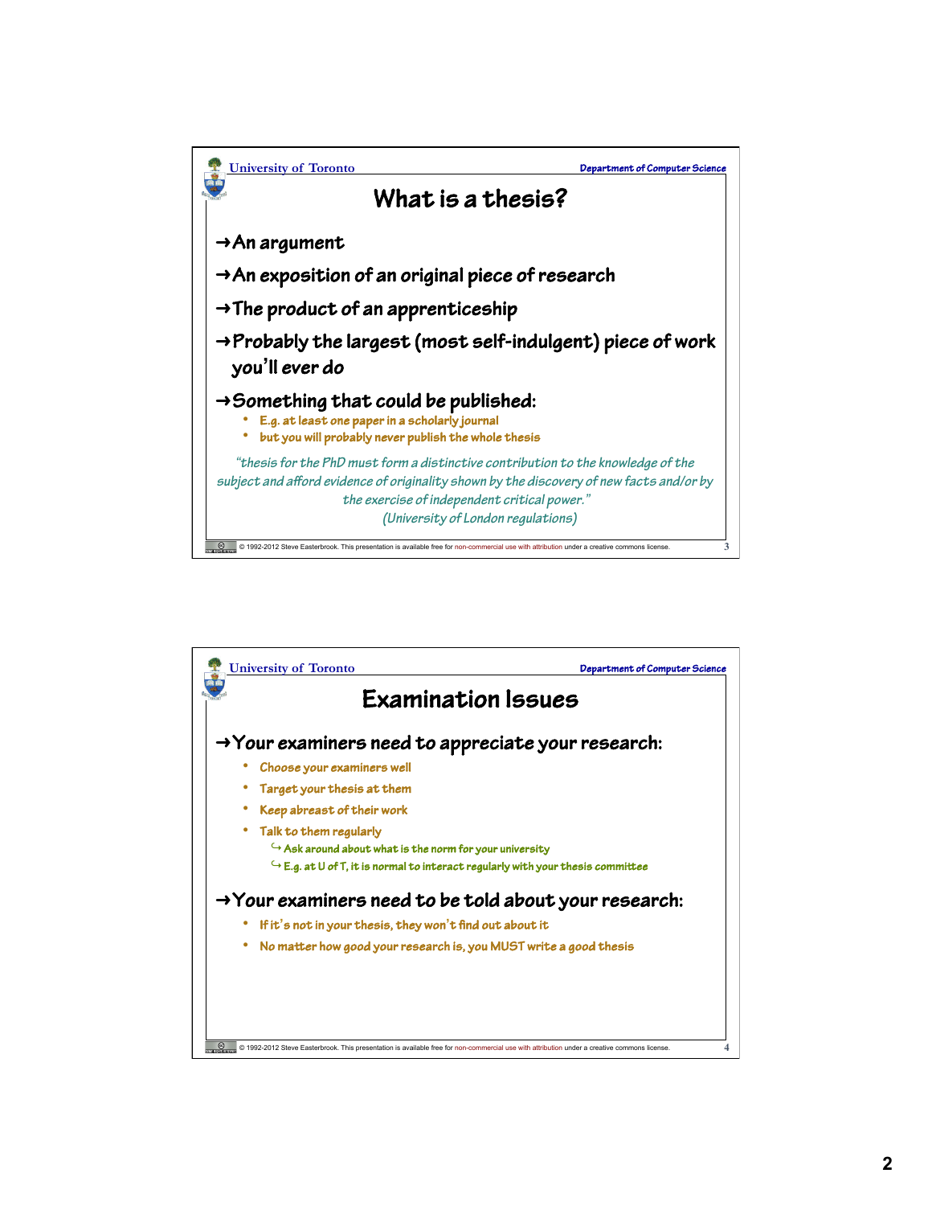## What is a thesis?

- An argument
- An exposition of an original piece of research
- The product of an apprenticeship
- Probably the largest (most self-indulgent) piece of work you'll ever do
- Something that could be published:
  - E.g. at least one paper in a scholarly journal
  - but you will probably never publish the whole thesis

*"thesis for the PhD must form a distinctive contribution to the knowledge of the subject and afford evidence of originality shown by the discovery of new facts and/or by the exercise of independent critical power."*
*(University of London regulations)*

© 1992-2012 Steve Easterbrook. This presentation is available free for non-commercial use with attribution under a creative commons license.

## Examination Issues

- Your examiners need to appreciate your research:
  - Choose your examiners well
  - Target your thesis at them
  - Keep abreast of their work
  - Talk to them regularly
    - Ask around about what is the norm for your university
    - E.g. at U of T, it is normal to interact regularly with your thesis committee
- Your examiners need to be told about your research:
  - If it's not in your thesis, they won't find out about it
  - No matter how good your research is, you MUST write a good thesis

© 1992-2012 Steve Easterbrook. This presentation is available free for non-commercial use with attribution under a creative commons license.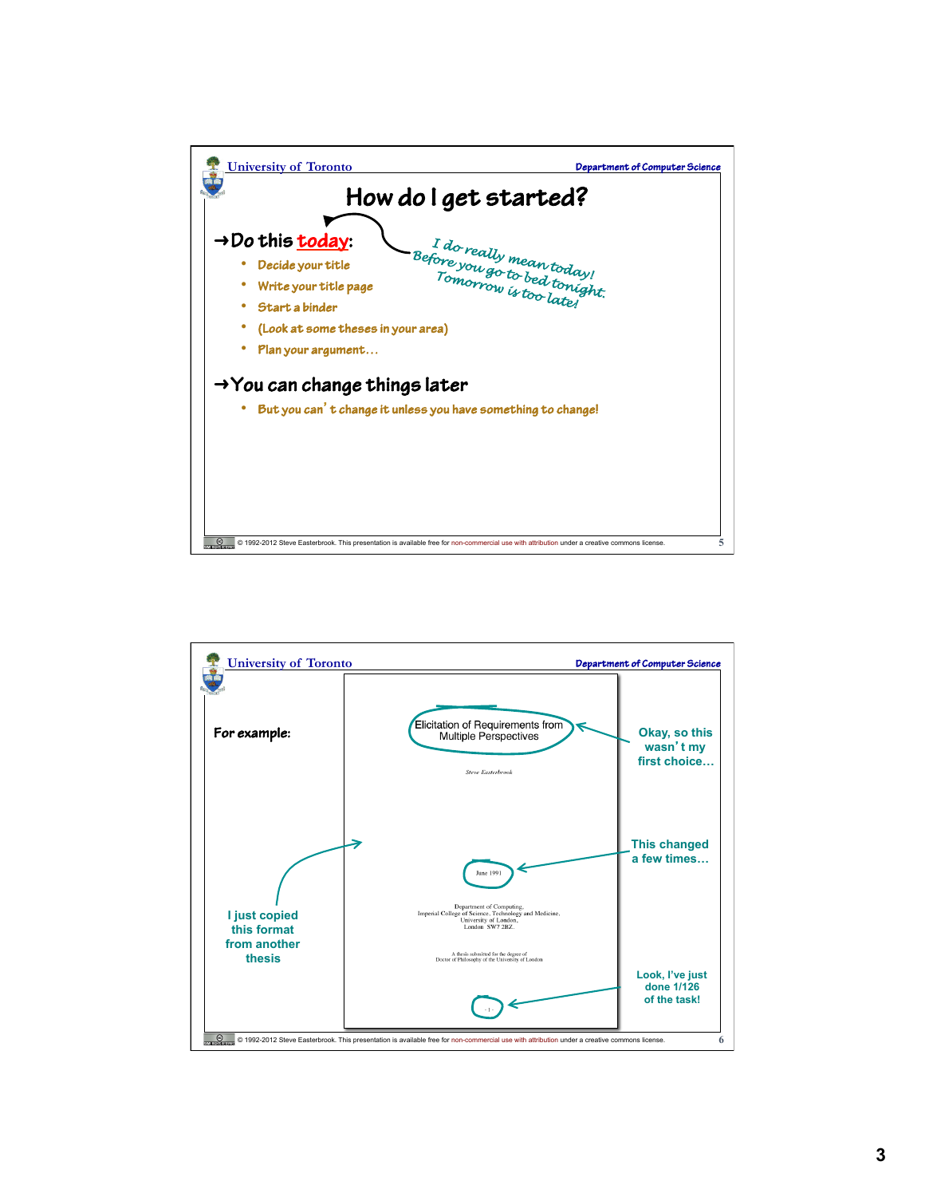## How do I get started?

→ Do this **today**:

- Decide your title
- Write your title page
- Start a binder
- (Look at some theses in your area)
- Plan your argument…

*I do really mean today! Before you go to bed tonight. Tomorrow is too late!*

→ You can change things later

- But you can't change it unless you have something to change!

---

**For example:**

Elicitation of Requirements from Multiple Perspectives

Steve Easterbrook

June 1991

Department of Computing,
Imperial College of Science, Technology and Medicine,
University of London,
London SW7 2BZ.

A thesis submitted for the degree of
Doctor of Philosophy of the University of London

- 1 -

Okay, so this wasn't my first choice…

This changed a few times…

I just copied this format from another thesis

Look, I've just done 1/126 of the task!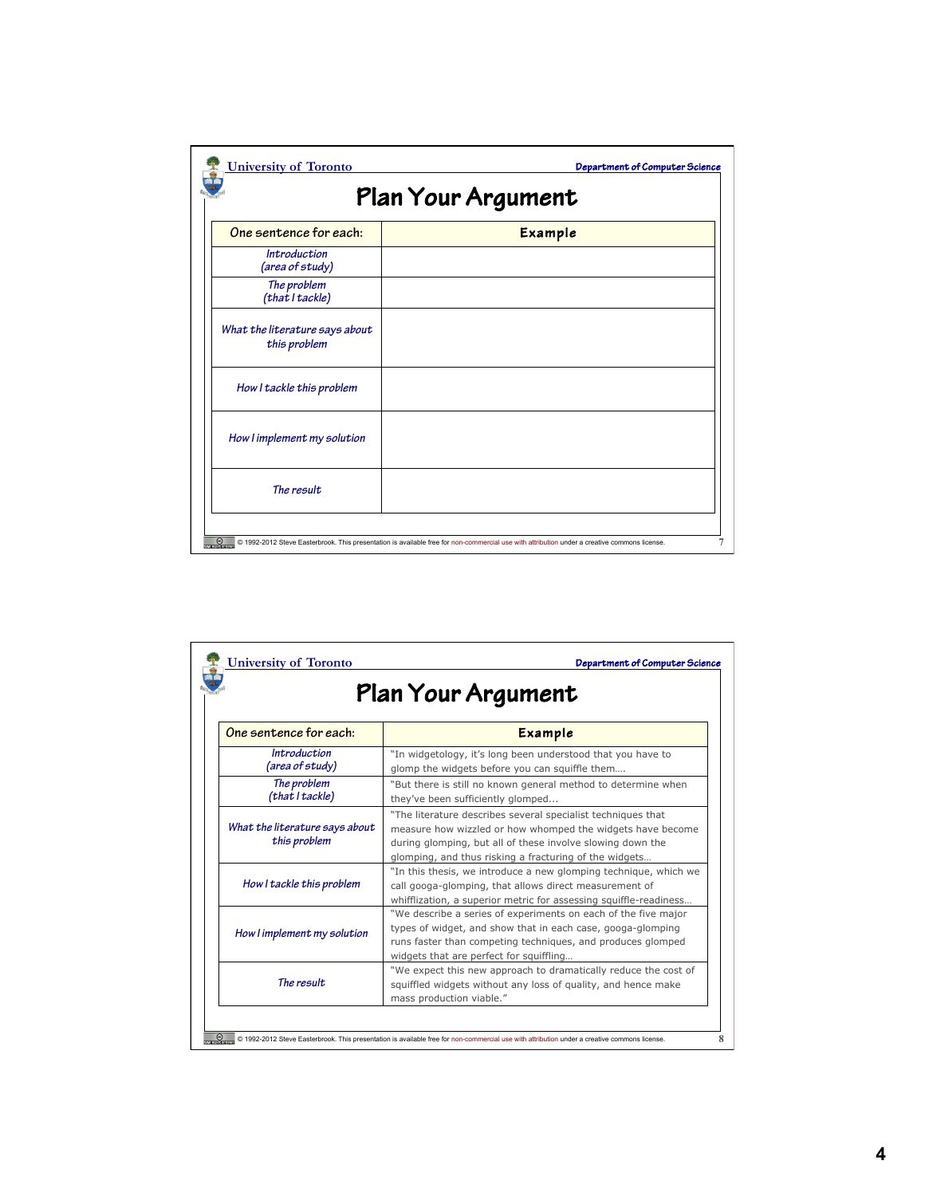# Plan Your Argument

| One sentence for each: | Example |
| --- | --- |
| *Introduction (area of study)* | |
| *The problem (that I tackle)* | |
| *What the literature says about this problem* | |
| *How I tackle this problem* | |
| *How I implement my solution* | |
| *The result* | |

# Plan Your Argument

| One sentence for each: | Example |
| --- | --- |
| *Introduction (area of study)* | "In widgetology, it's long been understood that you have to glomp the widgets before you can squiffle them…. |
| *The problem (that I tackle)* | "But there is still no known general method to determine when they've been sufficiently glomped… |
| *What the literature says about this problem* | "The literature describes several specialist techniques that measure how wizzled or how whomped the widgets have become during glomping, but all of these involve slowing down the glomping, and thus risking a fracturing of the widgets… |
| *How I tackle this problem* | "In this thesis, we introduce a new glomping technique, which we call googa-glomping, that allows direct measurement of whifflization, a superior metric for assessing squiffle-readiness… |
| *How I implement my solution* | "We describe a series of experiments on each of the five major types of widget, and show that in each case, googa-glomping runs faster than competing techniques, and produces glomped widgets that are perfect for squiffling… |
| *The result* | "We expect this new approach to dramatically reduce the cost of squiffled widgets without any loss of quality, and hence make mass production viable." |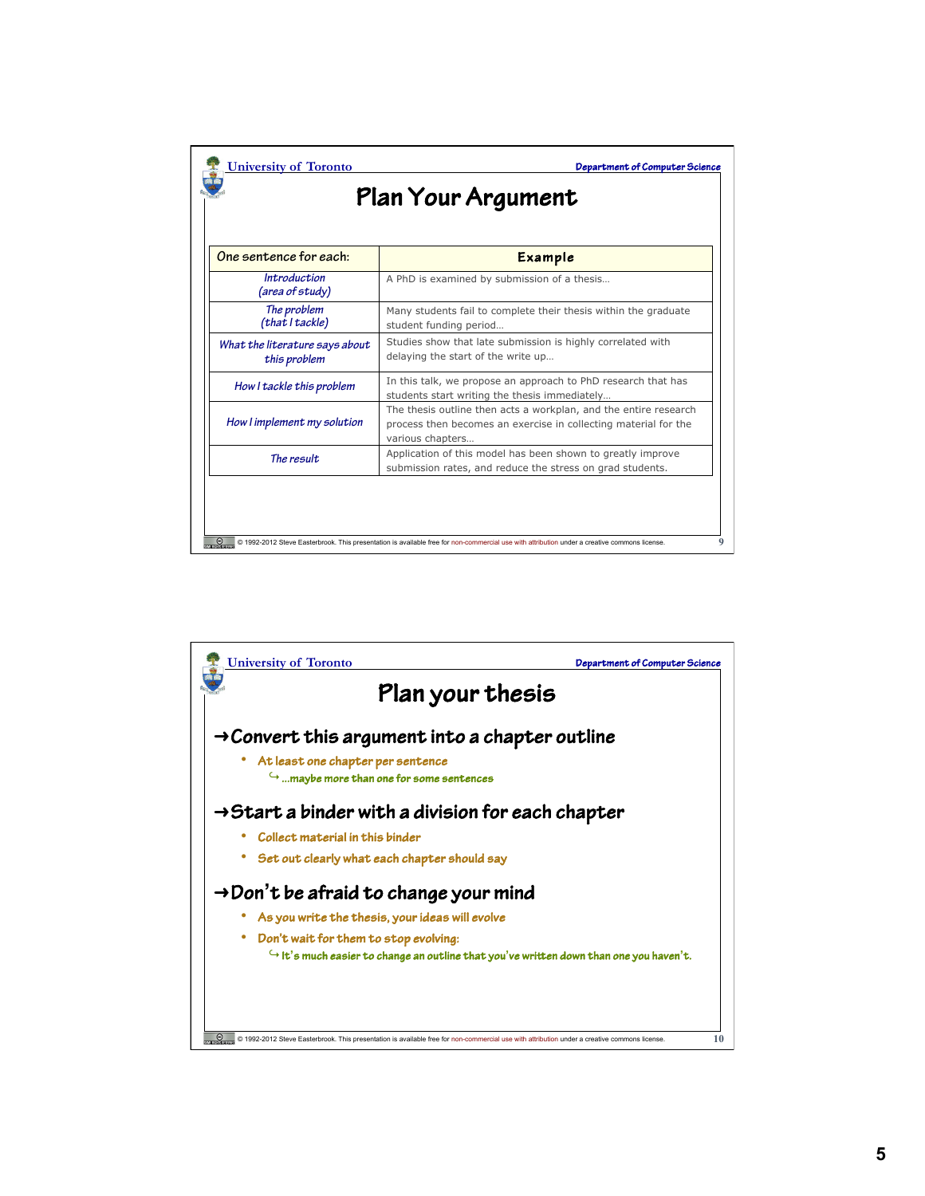# Plan Your Argument

| One sentence for each: | Example |
|---|---|
| *Introduction (area of study)* | A PhD is examined by submission of a thesis… |
| *The problem (that I tackle)* | Many students fail to complete their thesis within the graduate student funding period… |
| *What the literature says about this problem* | Studies show that late submission is highly correlated with delaying the start of the write up… |
| *How I tackle this problem* | In this talk, we propose an approach to PhD research that has students start writing the thesis immediately… |
| *How I implement my solution* | The thesis outline then acts a workplan, and the entire research process then becomes an exercise in collecting material for the various chapters… |
| *The result* | Application of this model has been shown to greatly improve submission rates, and reduce the stress on grad students. |

# Plan your thesis

## ➜Convert this argument into a chapter outline

- At least one chapter per sentence
  - ↪ …maybe more than one for some sentences

## ➜Start a binder with a division for each chapter

- Collect material in this binder
- Set out clearly what each chapter should say

## ➜Don't be afraid to change your mind

- As you write the thesis, your ideas will evolve
- Don't wait for them to stop evolving:
  - ↪ It's much easier to change an outline that you've written down than one you haven't.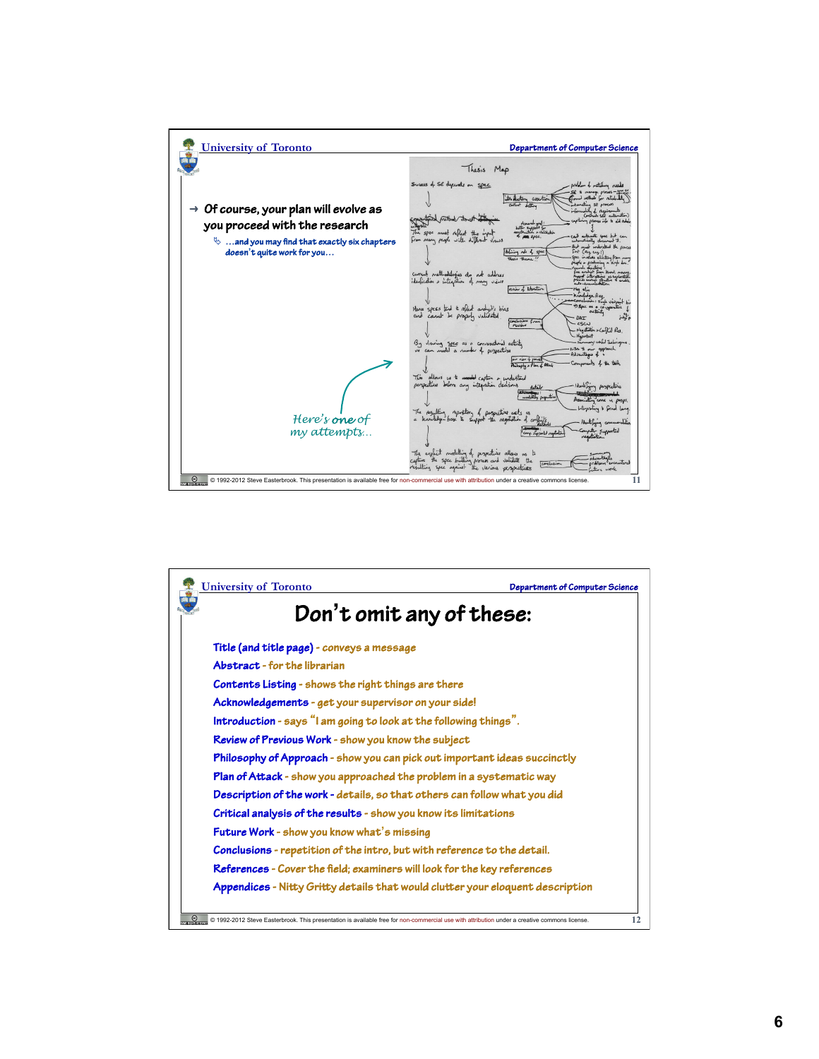- Of course, your plan will evolve as you proceed with the research
  - …and you may find that exactly six chapters doesn't quite work for you…

*Here's one of my attempts…*

# Don't omit any of these:

- **Title (and title page)** - conveys a message
- **Abstract** - for the librarian
- **Contents Listing** - shows the right things are there
- **Acknowledgements** - get your supervisor on your side!
- **Introduction** - says "I am going to look at the following things".
- **Review of Previous Work** - show you know the subject
- **Philosophy of Approach** - show you can pick out important ideas succinctly
- **Plan of Attack** - show you approached the problem in a systematic way
- **Description of the work** - details, so that others can follow what you did
- **Critical analysis of the results** - show you know its limitations
- **Future Work** - show you know what's missing
- **Conclusions** - repetition of the intro, but with reference to the detail.
- **References** - Cover the field; examiners will look for the key references
- **Appendices** - Nitty Gritty details that would clutter your eloquent description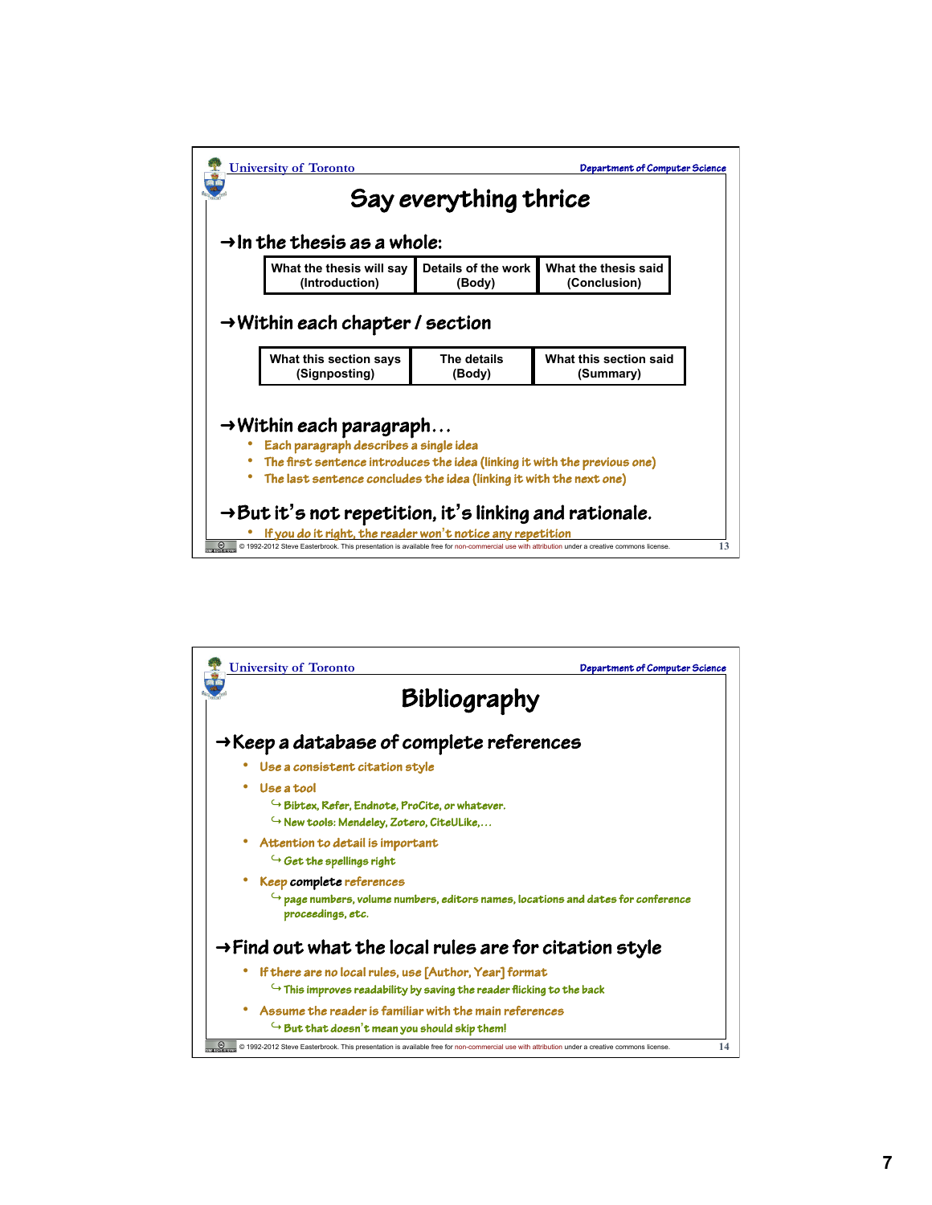# Say everything thrice

→ **In the thesis as a whole:**

| What the thesis will say (Introduction) | Details of the work (Body) | What the thesis said (Conclusion) |
|---|---|---|

→ **Within each chapter / section**

| What this section says (Signposting) | The details (Body) | What this section said (Summary) |
|---|---|---|

→ **Within each paragraph…**

- Each paragraph describes a single idea
- The first sentence introduces the idea (linking it with the previous one)
- The last sentence concludes the idea (linking it with the next one)

→ **But it's not repetition, it's linking and rationale.**

- If you do it right, the reader won't notice any repetition

© 1992-2012 Steve Easterbrook. This presentation is available free for non-commercial use with attribution under a creative commons license.

# Bibliography

→ **Keep a database of complete references**

- Use a consistent citation style
- Use a tool
  - ↪ Bibtex, Refer, Endnote, ProCite, or whatever.
  - ↪ New tools: Mendeley, Zotero, CiteULike,…
- Attention to detail is important
  - ↪ Get the spellings right
- Keep **complete** references
  - ↪ page numbers, volume numbers, editors names, locations and dates for conference proceedings, etc.

→ **Find out what the local rules are for citation style**

- If there are no local rules, use [Author, Year] format
  - ↪ This improves readability by saving the reader flicking to the back
- Assume the reader is familiar with the main references
  - ↪ But that doesn't mean you should skip them!

© 1992-2012 Steve Easterbrook. This presentation is available free for non-commercial use with attribution under a creative commons license.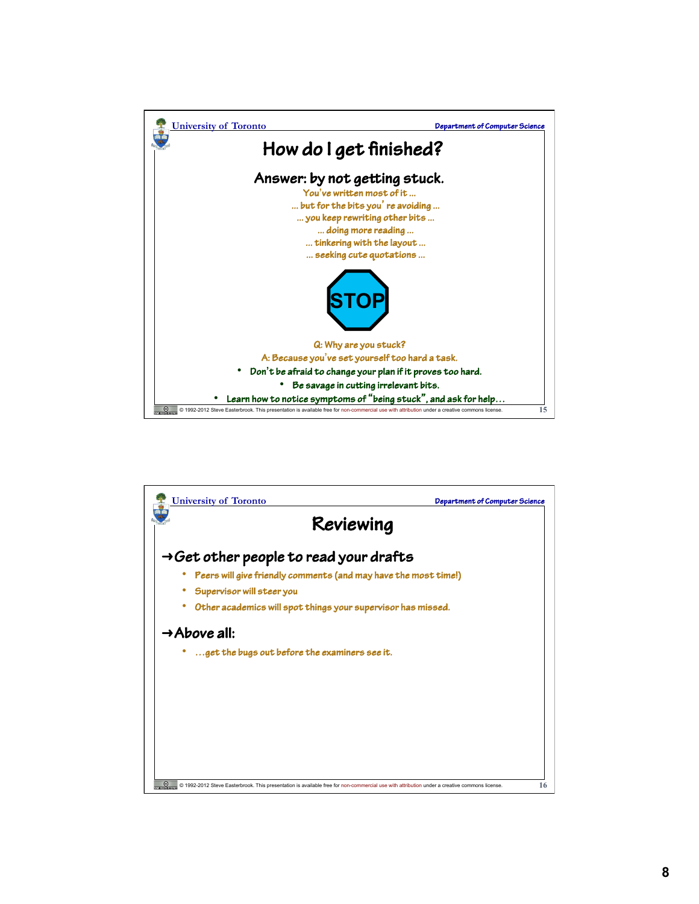# How do I get finished?

## Answer: by not getting stuck.

You've written most of it ...
... but for the bits you're avoiding ...
... you keep rewriting other bits ...
... doing more reading ...
... tinkering with the layout ...
... seeking cute quotations ...

**STOP**

Q: Why are you stuck?
A: Because you've set yourself too hard a task.

- Don't be afraid to change your plan if it proves too hard.
  - Be savage in cutting irrelevant bits.
- Learn how to notice symptoms of "being stuck", and ask for help…

# Reviewing

## → Get other people to read your drafts

- Peers will give friendly comments (and may have the most time!)
- Supervisor will steer you
- Other academics will spot things your supervisor has missed.

## → Above all:

- …get the bugs out before the examiners see it.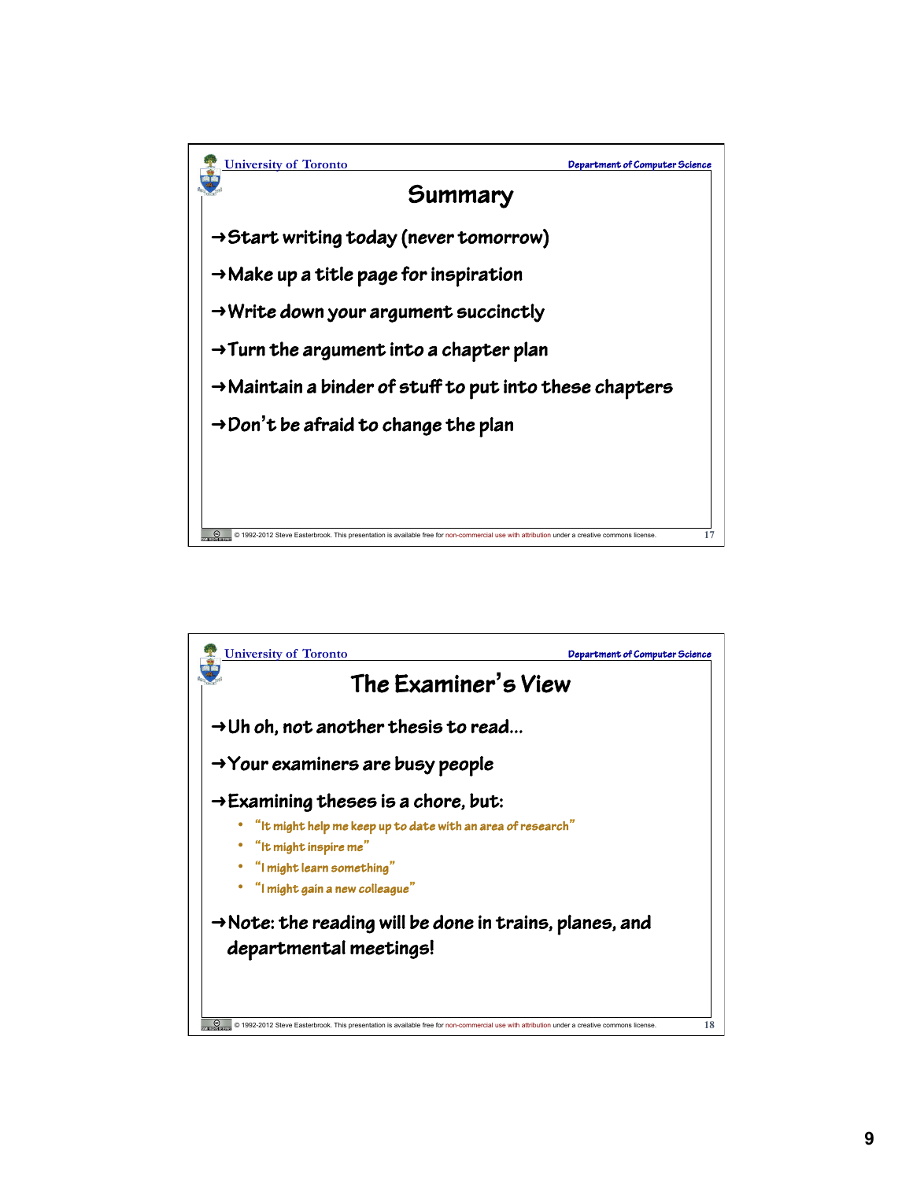## Summary

- Start writing today (never tomorrow)
- Make up a title page for inspiration
- Write down your argument succinctly
- Turn the argument into a chapter plan
- Maintain a binder of stuff to put into these chapters
- Don't be afraid to change the plan

## The Examiner's View

- Uh oh, not another thesis to read…
- Your examiners are busy people
- Examining theses is a chore, but:
  - "It might help me keep up to date with an area of research"
  - "It might inspire me"
  - "I might learn something"
  - "I might gain a new colleague"
- Note: the reading will be done in trains, planes, and departmental meetings!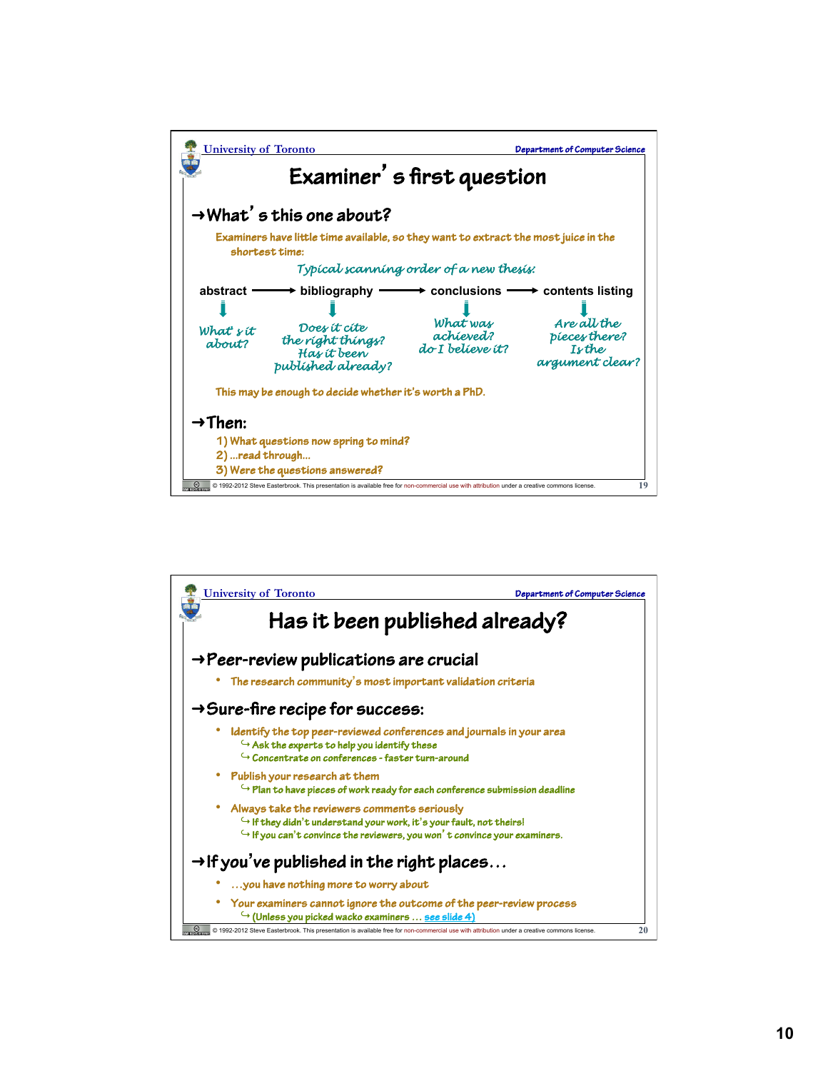## Examiner's first question

### What's this one about?

Examiners have little time available, so they want to extract the most juice in the shortest time:

*Typical scanning order of a new thesis:*

abstract → bibliography → conclusions → contents listing

- **abstract**: *What's it about?*
- **bibliography**: *Does it cite the right things? Has it been published already?*
- **conclusions**: *What was achieved? do I believe it?*
- **contents listing**: *Are all the pieces there? Is the argument clear?*

This may be enough to decide whether it's worth a PhD.

### Then:

1) What questions now spring to mind?
2) ...read through...
3) Were the questions answered?

© 1992-2012 Steve Easterbrook. This presentation is available free for non-commercial use with attribution under a creative commons license.

## Has it been published already?

### Peer-review publications are crucial

- The research community's most important validation criteria

### Sure-fire recipe for success:

- Identify the top peer-reviewed conferences and journals in your area
  - ↪ Ask the experts to help you identify these
  - ↪ Concentrate on conferences - faster turn-around
- Publish your research at them
  - ↪ Plan to have pieces of work ready for each conference submission deadline
- Always take the reviewers comments seriously
  - ↪ If they didn't understand your work, it's your fault, not theirs!
  - ↪ If you can't convince the reviewers, you won't convince your examiners.

### If you've published in the right places…

- …you have nothing more to worry about
- Your examiners cannot ignore the outcome of the peer-review process
  - ↪ (Unless you picked wacko examiners … see slide 4)

© 1992-2012 Steve Easterbrook. This presentation is available free for non-commercial use with attribution under a creative commons license.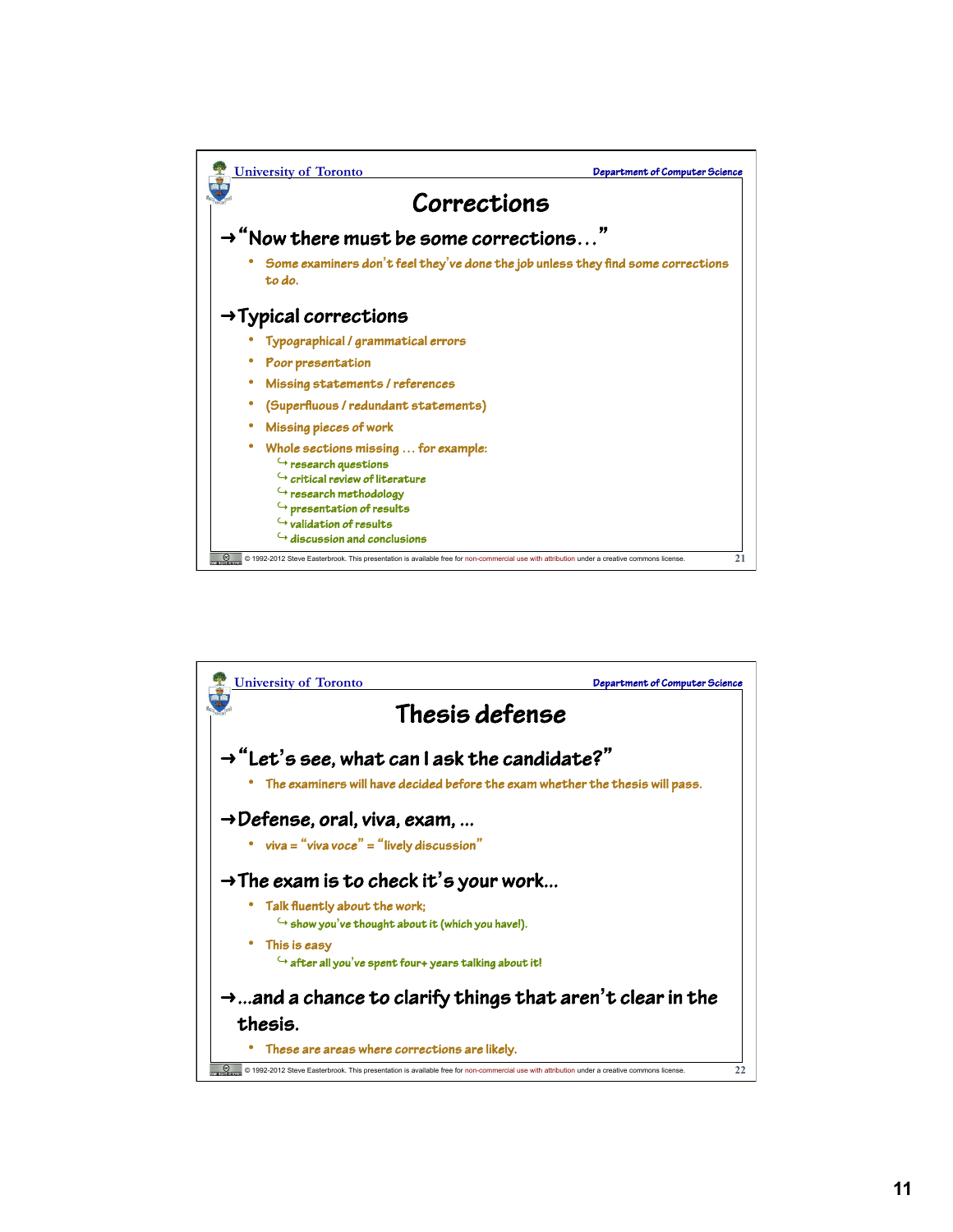## Corrections

- **"Now there must be some corrections…"**
  - Some examiners don't feel they've done the job unless they find some corrections to do.
- **Typical corrections**
  - Typographical / grammatical errors
  - Poor presentation
  - Missing statements / references
  - (Superfluous / redundant statements)
  - Missing pieces of work
  - Whole sections missing … for example:
    - research questions
    - critical review of literature
    - research methodology
    - presentation of results
    - validation of results
    - discussion and conclusions

© 1992-2012 Steve Easterbrook. This presentation is available free for non-commercial use with attribution under a creative commons license.

## Thesis defense

- **"Let's see, what can I ask the candidate?"**
  - The examiners will have decided before the exam whether the thesis will pass.
- **Defense, oral, viva, exam, …**
  - viva = "viva voce" = "lively discussion"
- **The exam is to check it's your work…**
  - Talk fluently about the work;
    - show you've thought about it (which you have!).
  - This is easy
    - after all you've spent four+ years talking about it!
- **…and a chance to clarify things that aren't clear in the thesis.**
  - These are areas where corrections are likely.

© 1992-2012 Steve Easterbrook. This presentation is available free for non-commercial use with attribution under a creative commons license.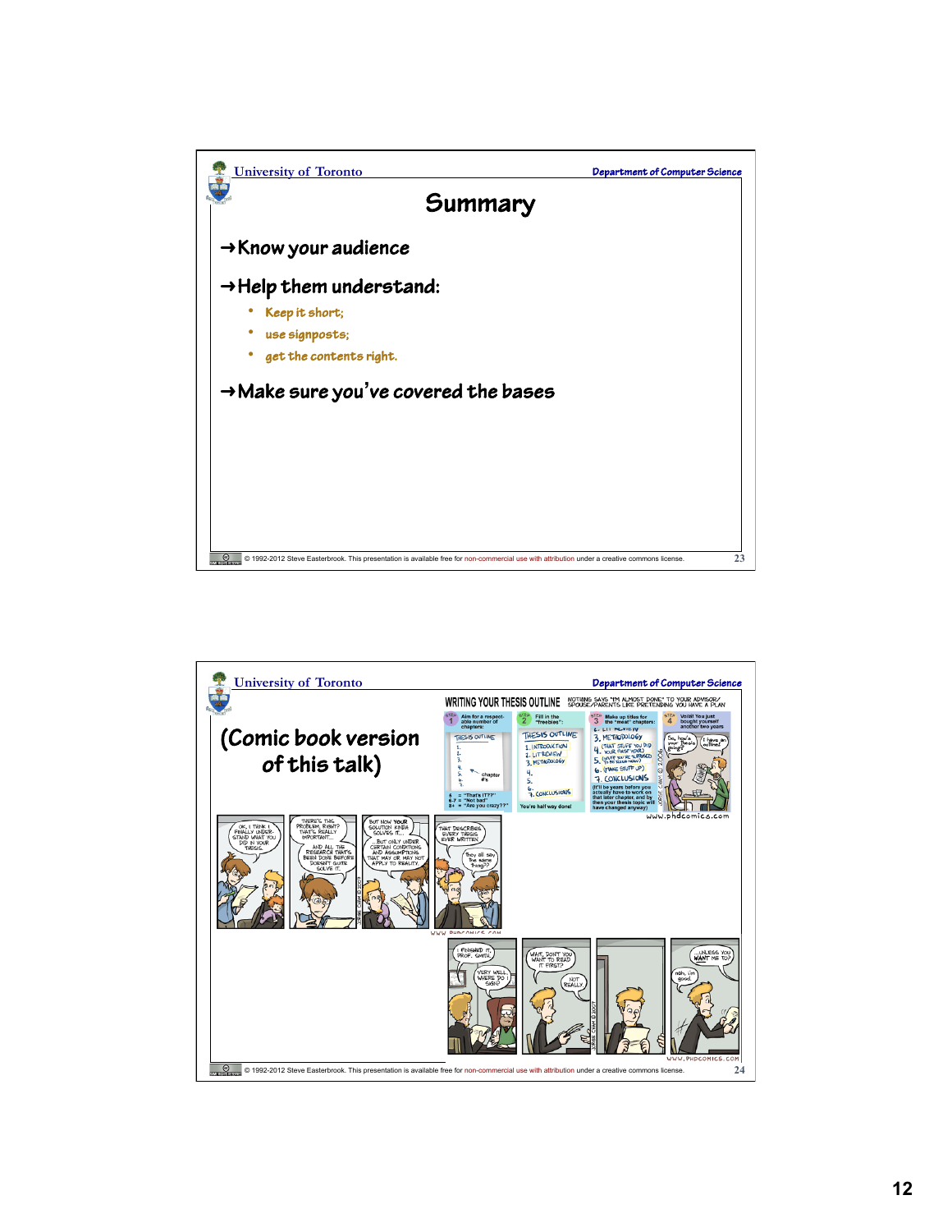# Summary

→ **Know your audience**

→ **Help them understand:**

- Keep it short;
- use signposts;
- get the contents right.

→ **Make sure you've covered the bases**

---

# (Comic book version of this talk)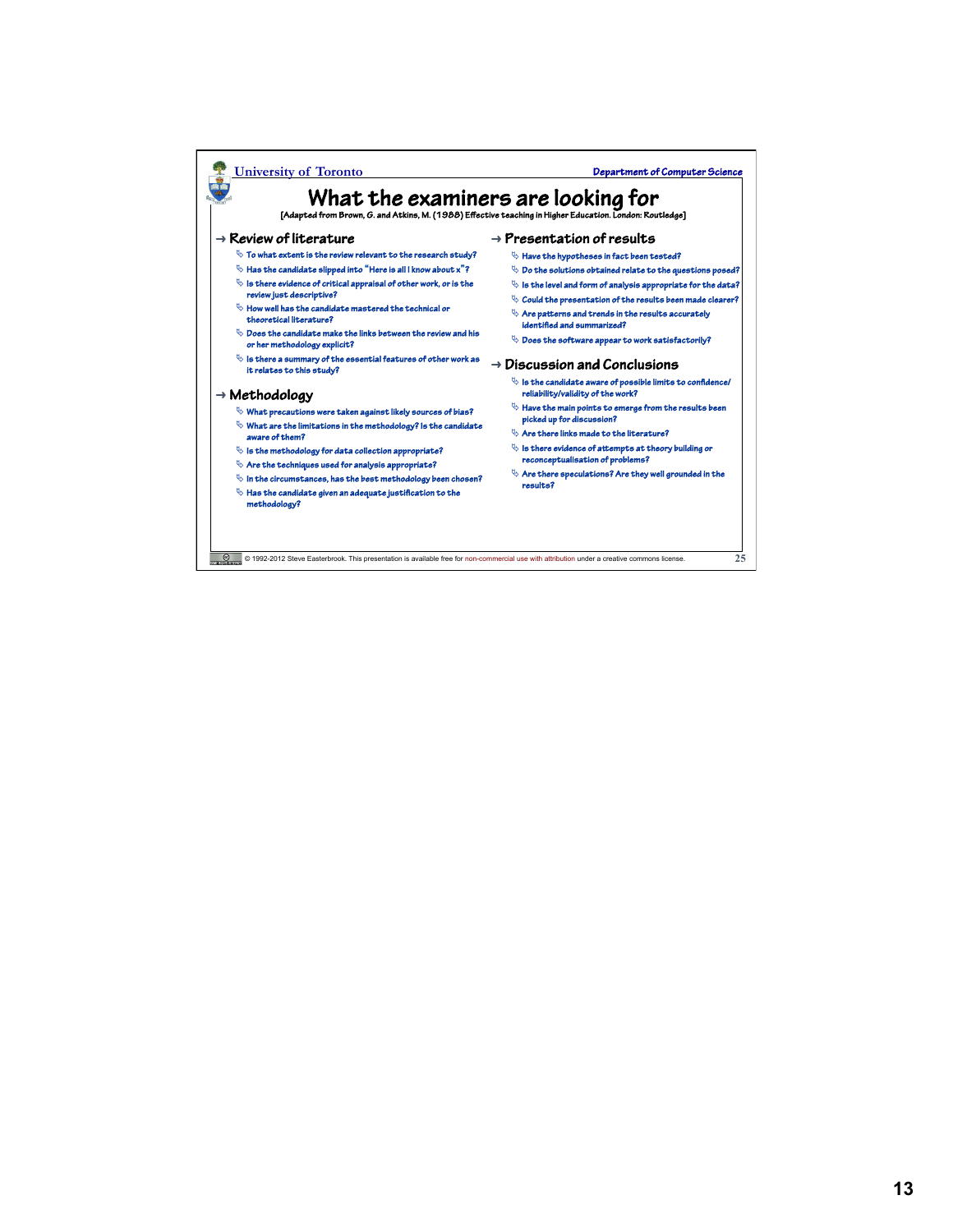# What the examiners are looking for

[Adapted from Brown, G. and Atkins, M. (1988) Effective teaching in Higher Education. London: Routledge]

## Review of literature

- To what extent is the review relevant to the research study?
- Has the candidate slipped into "Here is all I know about x"?
- Is there evidence of critical appraisal of other work, or is the review just descriptive?
- How well has the candidate mastered the technical or theoretical literature?
- Does the candidate make the links between the review and his or her methodology explicit?
- Is there a summary of the essential features of other work as it relates to this study?

## Methodology

- What precautions were taken against likely sources of bias?
- What are the limitations in the methodology? Is the candidate aware of them?
- Is the methodology for data collection appropriate?
- Are the techniques used for analysis appropriate?
- In the circumstances, has the best methodology been chosen?
- Has the candidate given an adequate justification to the methodology?

## Presentation of results

- Have the hypotheses in fact been tested?
- Do the solutions obtained relate to the questions posed?
- Is the level and form of analysis appropriate for the data?
- Could the presentation of the results been made clearer?
- Are patterns and trends in the results accurately identified and summarized?
- Does the software appear to work satisfactorily?

## Discussion and Conclusions

- Is the candidate aware of possible limits to confidence/reliability/validity of the work?
- Have the main points to emerge from the results been picked up for discussion?
- Are there links made to the literature?
- Is there evidence of attempts at theory building or reconceptualisation of problems?
- Are there speculations? Are they well grounded in the results?